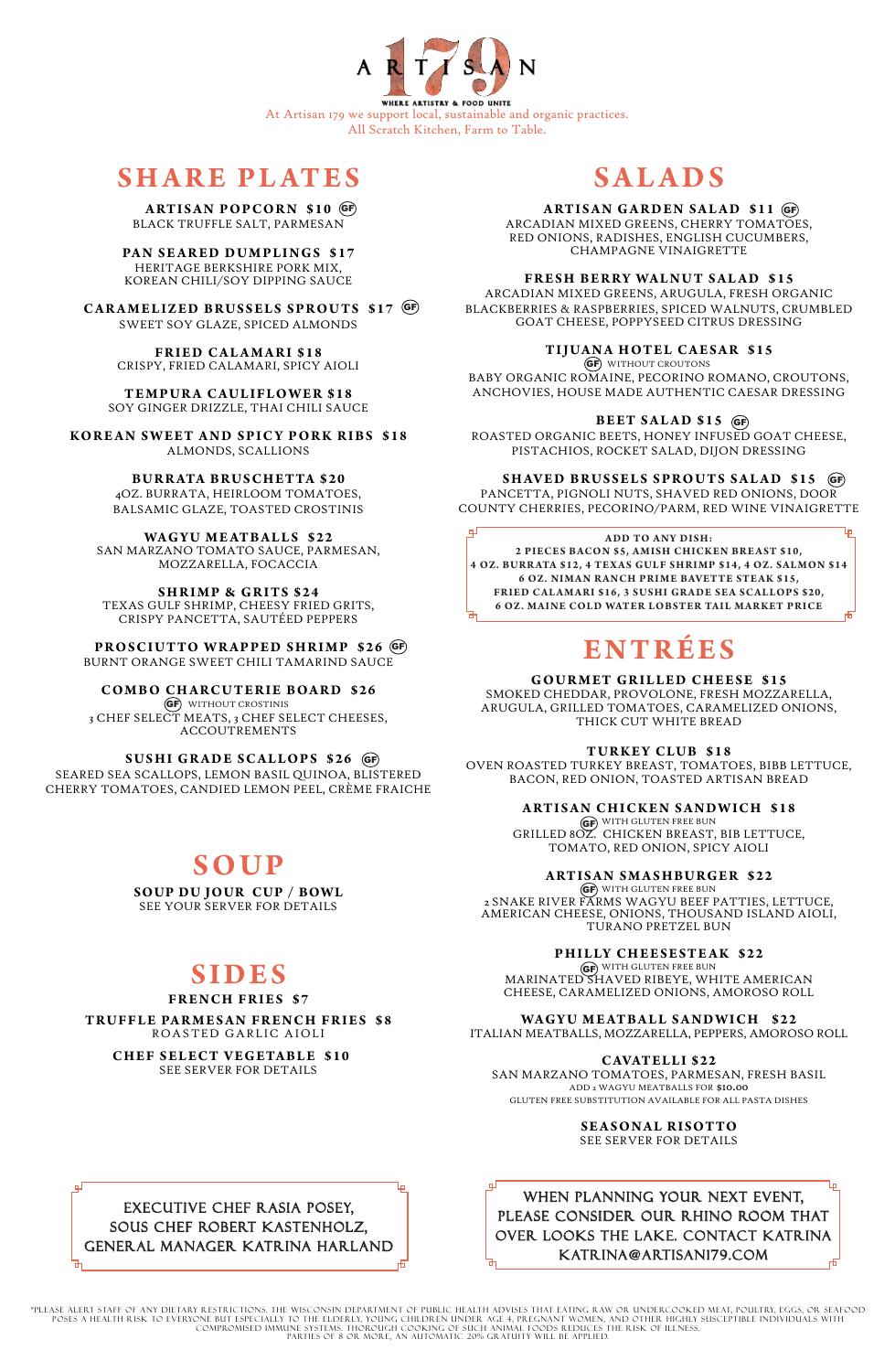# ARTISAN 179

WHERE ARTISTRY & FOOD UNITE

At Artisan 179 we support local, sustainable and organic practices.
All Scratch Kitchen, Farm to Table.

## SHARE PLATES

**ARTISAN POPCORN $10** (GF)
BLACK TRUFFLE SALT, PARMESAN

**PAN SEARED DUMPLINGS $17**
HERITAGE BERKSHIRE PORK MIX,
KOREAN CHILI/SOY DIPPING SAUCE

**CARAMELIZED BRUSSELS SPROUTS $17** (GF)
SWEET SOY GLAZE, SPICED ALMONDS

**FRIED CALAMARI $18**
CRISPY, FRIED CALAMARI, SPICY AIOLI

**TEMPURA CAULIFLOWER $18**
SOY GINGER DRIZZLE, THAI CHILI SAUCE

**KOREAN SWEET AND SPICY PORK RIBS $18**
ALMONDS, SCALLIONS

**BURRATA BRUSCHETTA $20**
4OZ. BURRATA, HEIRLOOM TOMATOES,
BALSAMIC GLAZE, TOASTED CROSTINIS

**WAGYU MEATBALLS $22**
SAN MARZANO TOMATO SAUCE, PARMESAN,
MOZZARELLA, FOCACCIA

**SHRIMP & GRITS $24**
TEXAS GULF SHRIMP, CHEESY FRIED GRITS,
CRISPY PANCETTA, SAUTÉED PEPPERS

**PROSCIUTTO WRAPPED SHRIMP $26** (GF)
BURNT ORANGE SWEET CHILI TAMARIND SAUCE

**COMBO CHARCUTERIE BOARD $26**
(GF) WITHOUT CROSTINIS
3 CHEF SELECT MEATS, 3 CHEF SELECT CHEESES,
ACCOUTREMENTS

**SUSHI GRADE SCALLOPS $26** (GF)
SEARED SEA SCALLOPS, LEMON BASIL QUINOA, BLISTERED
CHERRY TOMATOES, CANDIED LEMON PEEL, CRÈME FRAICHE

## SOUP

**SOUP DU JOUR CUP / BOWL**
SEE YOUR SERVER FOR DETAILS

## SIDES

**FRENCH FRIES $7**

**TRUFFLE PARMESAN FRENCH FRIES $8**
ROASTED GARLIC AIOLI

**CHEF SELECT VEGETABLE $10**
SEE SERVER FOR DETAILS

EXECUTIVE CHEF RASIA POSEY,
SOUS CHEF ROBERT KASTENHOLZ,
GENERAL MANAGER KATRINA HARLAND

## SALADS

**ARTISAN GARDEN SALAD $11** (GF)
ARCADIAN MIXED GREENS, CHERRY TOMATOES,
RED ONIONS, RADISHES, ENGLISH CUCUMBERS,
CHAMPAGNE VINAIGRETTE

**FRESH BERRY WALNUT SALAD $15**
ARCADIAN MIXED GREENS, ARUGULA, FRESH ORGANIC
BLACKBERRIES & RASPBERRIES, SPICED WALNUTS, CRUMBLED
GOAT CHEESE, POPPYSEED CITRUS DRESSING

**TIJUANA HOTEL CAESAR $15**
(GF) WITHOUT CROUTONS
BABY ORGANIC ROMAINE, PECORINO ROMANO, CROUTONS,
ANCHOVIES, HOUSE MADE AUTHENTIC CAESAR DRESSING

**BEET SALAD $15** (GF)
ROASTED ORGANIC BEETS, HONEY INFUSED GOAT CHEESE,
PISTACHIOS, ROCKET SALAD, DIJON DRESSING

**SHAVED BRUSSELS SPROUTS SALAD $15** (GF)
PANCETTA, PIGNOLI NUTS, SHAVED RED ONIONS, DOOR
COUNTY CHERRIES, PECORINO/PARM, RED WINE VINAIGRETTE

**ADD TO ANY DISH:**
**2 PIECES BACON $5, AMISH CHICKEN BREAST $10,**
**4 OZ. BURRATA $12, 4 TEXAS GULF SHRIMP $14, 4 OZ. SALMON $14**
**6 OZ. NIMAN RANCH PRIME BAVETTE STEAK $15,**
**FRIED CALAMARI $16, 3 SUSHI GRADE SEA SCALLOPS $20,**
**6 OZ. MAINE COLD WATER LOBSTER TAIL MARKET PRICE**

## ENTRÉES

**GOURMET GRILLED CHEESE $15**
SMOKED CHEDDAR, PROVOLONE, FRESH MOZZARELLA,
ARUGULA, GRILLED TOMATOES, CARAMELIZED ONIONS,
THICK CUT WHITE BREAD

**TURKEY CLUB $18**
OVEN ROASTED TURKEY BREAST, TOMATOES, BIBB LETTUCE,
BACON, RED ONION, TOASTED ARTISAN BREAD

**ARTISAN CHICKEN SANDWICH $18**
(GF) WITH GLUTEN FREE BUN
GRILLED 8OZ. CHICKEN BREAST, BIB LETTUCE,
TOMATO, RED ONION, SPICY AIOLI

**ARTISAN SMASHBURGER $22**
(GF) WITH GLUTEN FREE BUN
2 SNAKE RIVER FARMS WAGYU BEEF PATTIES, LETTUCE,
AMERICAN CHEESE, ONIONS, THOUSAND ISLAND AIOLI,
TURANO PRETZEL BUN

**PHILLY CHEESESTEAK $22**
(GF) WITH GLUTEN FREE BUN
MARINATED SHAVED RIBEYE, WHITE AMERICAN
CHEESE, CARAMELIZED ONIONS, AMOROSO ROLL

**WAGYU MEATBALL SANDWICH $22**
ITALIAN MEATBALLS, MOZZARELLA, PEPPERS, AMOROSO ROLL

**CAVATELLI $22**
SAN MARZANO TOMATOES, PARMESAN, FRESH BASIL
ADD 2 WAGYU MEATBALLS FOR **$10.00**
GLUTEN FREE SUBSTITUTION AVAILABLE FOR ALL PASTA DISHES

**SEASONAL RISOTTO**
SEE SERVER FOR DETAILS

WHEN PLANNING YOUR NEXT EVENT,
PLEASE CONSIDER OUR RHINO ROOM THAT
OVER LOOKS THE LAKE. CONTACT KATRINA
KATRINA@ARTISAN179.COM

*PLEASE ALERT STAFF OF ANY DIETARY RESTRICTIONS. THE WISCONSIN DEPARTMENT OF PUBLIC HEALTH ADVISES THAT EATING RAW OR UNDERCOOKED MEAT, POULTRY, EGGS, OR SEAFOOD POSES A HEALTH RISK TO EVERYONE BUT ESPECIALLY TO THE ELDERLY, YOUNG CHILDREN UNDER AGE 4, PREGNANT WOMEN, AND OTHER HIGHLY SUSCEPTIBLE INDIVIDUALS WITH COMPROMISED IMMUNE SYSTEMS. THOROUGH COOKING OF SUCH ANIMAL FOODS REDUCES THE RISK OF ILLNESS.
PARTIES OF 8 OR MORE, AN AUTOMATIC 20% GRATUITY WILL BE APPLIED.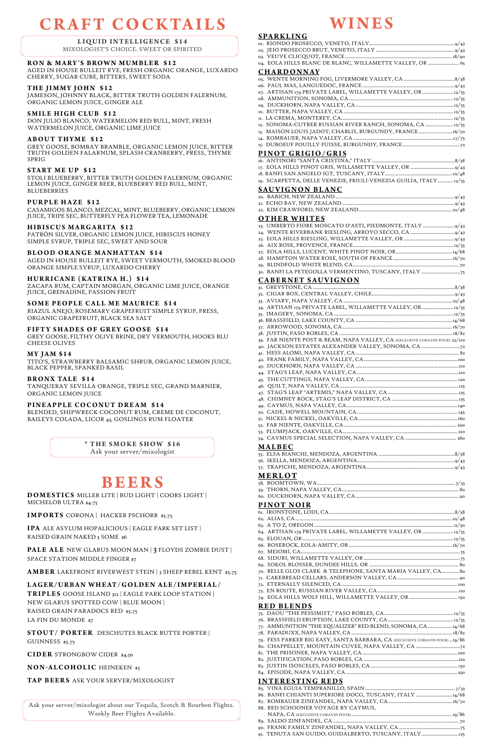# CRAFT COCKTAILS

**LIQUID INTELLIGENCE $14**
MIXOLOGIST'S CHOICE. SWEET OR SPIRITED

**RON & MARY'S BROWN MUMBLER $12**
AGED IN HOUSE BULLEIT RYE, FRESH ORGANIC ORANGE, LUXARDO CHERRY, SUGAR CUBE, BITTERS, SWEET SODA

**THE JIMMY JOHN $12**
JAMESON, JOHNNY BLACK, BITTER TRUTH GOLDEN FALERNUM, ORGANIC LEMON JUICE, GINGER ALE

**SMILE HIGH CLUB $12**
DON JULIO BLANCO, WATERMELON RED BULL, MINT, FRESH WATERMELON JUICE, ORGANIC LIME JUICE

**ABOUT THYME $12**
GREY GOOSE, BOMBAY BRAMBLE, ORGANIC LEMON JUICE, BITTER TRUTH GOLDEN FALARNUM, SPLASH CRANBERRY, PRESS, THYME SPRIG

**START ME UP $12**
STOLI BLUEBERRY, BITTER TRUTH GOLDEN FALERNUM, ORGANIC LEMON JUICE, GINGER BEER, BLUEBERRY RED BULL, MINT, BLUEBERRIES

**PURPLE HAZE $12**
CASAMIGOS BLANCO, MEZCAL, MINT, BLUEBERRY, ORGANIC LEMON JUICE, TRIPE SEC, BUTTERFLY PEA FLOWER TEA, LEMONADE

**HIBISCUS MARGARITA $12**
PATRÓN SILVER, ORGANIC LEMON JUICE, HIBISCUS HONEY SIMPLE SYRUP, TRIPLE SEC, SWEET AND SOUR

**BLOOD ORANGE MANHATTAN $14**
AGED IN HOUSE BULLEIT RYE, SWEET VERMOUTH, SMOKED BLOOD ORANGE SIMPLE SYRUP, LUXARDO CHERRY

**HURRICANE (KATRINA H.) $14**
ZACAPA RUM, CAPTAIN MORGAN, ORGANIC LIME JUICE, ORANGE JUICE, GRENADINE, PASSION FRUIT

**SOME PEOPLE CALL ME MAURICE $14**
RIAZUL ANEJO, ROSEMARY GRAPEFRUIT SIMPLE SYRUP, PRESS, ORGANIC GRAPEFRUIT, BLACK SEA SALT

**FIFTY SHADES OF GREY GOOSE $14**
GREY GOOSE, FILTHY OLIVE BRINE, DRY VERMOUTH, HOOKS BLU CHEESE OLIVES

**MY JAM $14**
TITO'S, STRAWBERRY BALSAMIC SHRUB, ORGANIC LEMON JUICE, BLACK PEPPER, SPANKED BASIL

**BRONX TALE $14**
TANQUERAY SEVILLA ORANGE, TRIPLE SEC, GRAND MARNIER, ORGANIC LEMON JUICE

**PINEAPPLE COCONUT DREAM $14**
BLENDED, SHIPWRECK COCONUT RUM, CREME DE COCONUT, BAILEYS COLADA, LICOR 43, GOSLINGS RUM FLOATER

**\* THE SMOKE SHOW $16**
Ask your server/mixologist

# BEERS

**DOMESTICS** MILLER LITE | BUD LIGHT | COORS LIGHT | MICHELOB ULTRA $4.75

**IMPORTS** CORONA | HACKER PSCHORR $5.75

**IPA** ALE ASYLUM HOPALICIOUS | EAGLE PARK SET LIST | RAISED GRAIN NAKED 3 SOME $6

**PALE ALE** NEW GLARUS MOON MAN | 3 FLOYDS ZOMBIE DUST | SPACE STATION MIDDLE FINGER $7

**AMBER** LAKEFRONT RIVERWEST STEIN | 3 SHEEP REBEL KENT $5.75

**LAGER/URBAN WHEAT/GOLDEN ALE/IMPERIAL/ TRIPLES** GOOSE ISLAND 312 | EAGLE PARK LOOP STATION | NEW GLARUS SPOTTED COW | BLUE MOON | RAISED GRAIN PARADOCS RED $5.75
LA FIN DU MONDE $7

**STOUT/ PORTER** DESCHUTES BLACK BUTTE PORTER | GUINNESS $5.75

**CIDER** STRONGBOW CIDER $4.50

**NON-ALCOHOLIC** HEINEKEN $5

**TAP BEERS** ASK YOUR SERVER/MIXOLOGIST

Ask your server/mixologist about our Tequila, Scotch & Bourbon Flights.
Weekly Beer Flights Available.

# WINES

## SPARKLING

01. RIONDO PROSECCO, VENETO, ITALY ..... 9/43
02. JEIO PROSECCO BRUT, VENETO, ITALY ..... 9/43
03. VEUVE CLICQUOT, FRANCE ..... 18/90
04. EOLA HILLS BLANC DE BLANC, WILLAMETTE VALLEY, OR ..... 65

## CHARDONNAY

05. WENTE MORNING FOG, LIVERMORE VALLEY, CA ..... 8/38
06. PAUL MAS, LANGUEDOC, FRANCE ..... 9/43
07. ARTISAN 179 PRIVATE LABEL, WILLAMETTE VALLEY, OR ..... 12/55
08. AMMUNITION, SONOMA, CA ..... 12/55
09. DUCKHORN, NAPA VALLEY, CA ..... 12/55
10. BUTTER, NAPA VALLEY, CA ..... 12/55
11. LA CREMA, MONTEREY, CA ..... 12/55
12. SONOMA-CUTRER RUSSIAN RIVER RANCH, SONOMA, CA ..... 12/55
13. MAISON LOUIS JADOT, CHABLIS, BURGUNDY, FRANCE ..... 16/70
14. ROMBAUER, NAPA VALLEY, CA ..... 17/75
15. DUBOEUF POUILLY FUISSE, BURGUNDY, FRANCE ..... 72

## PINOT GRIGIO/GRIS

16. ANTINORI "SANTA CRISTINA," ITALY ..... 8/38
17. EOLA HILLS PINOT GRIS, WILLAMETTE VALLEY, OR ..... 9/43
18. BANFI SAN ANGELO IGT, TUSCANY, ITALY ..... 10/48
19. SCARPETTA, DELLE VENEZIE, FRIULI-VENEZIA GUILIA, ITALY ..... 12/55

## SAUVIGNON BLANC

20. BABICH, NEW ZEALAND ..... 9/43
21. ECHO BAY, NEW ZEALAND ..... 9/43
22. KIM CRAWFORD, NEW ZEALAND ..... 10/48

## OTHER WHITES

23. UMBERTO FIORE MOSCATO D'ASTI, PIEDMONTE, ITALY ..... 9/43
24. WENTE RIVERBANK RIESLING, ARROYO SECCO, CA ..... 9/43
25. EOLA HILLS RIESLING, WILLAMETTE VALLEY, OR ..... 9/43
26. AIX ROSE, PROVENCE, FRANCE ..... 12/55
27. EOLA HILLS, LUCENT, WHITE PINOT NOIR, OR ..... 14/68
28. HAMPTON WATER ROSE, SOUTH OF FRANCE ..... 16/70
29. BLINDFOLD WHITE BLEND, CA ..... 70
30. BANFI LA PETEGOLLA VERMENTINO, TUSCANY, ITALY ..... 75

## CABERNET SAUVIGNON

31. GREYSTONE, CA ..... 8/38
32. CIGAR BOX, CENTRAL VALLEY, CHILE ..... 9/43
33. AVIARY, NAPA VALLEY, CA ..... 10/48
34. ARTISAN 179 PRIVATE LABEL, WILLAMETTE VALLEY, OR ..... 12/55
35. IMAGERY, SONOMA, CA ..... 12/55
36. BRASSFIELD, LAKE COUNTY, CA ..... 14/68
37. ARROWOOD, SONOMA, CA ..... 16/70
38. JUSTIN, PASO ROBLES, CA ..... 18/82
39. FAR NIENTE POST & BEAM, NAPA VALLEY, CA (EXCLUSIVE CORAVIN POUR) ..... 22/110
40. JACKSON ESTATES ALEXANDER VALLEY, SONOMA, CA ..... 72
41. HESS ALOMI, NAPA VALLEY, CA ..... 82
42. FRANK FAMILY, NAPA VALLEY, CA ..... 100
43. DUCKHORN, NAPA VALLEY, CA ..... 110
44. STAG'S LEAP, NAPA VALLEY, CA ..... 110
45. THE CUTTINGS, NAPA VALLEY, CA ..... 120
46. QUILT, NAPA VALLEY, CA ..... 125
47. STAG'S LEAP "ARTEMIS," NAPA VALLEY, CA ..... 135
48. CHIMNEY ROCK, STAG'S LEAP DISTRICT, CA ..... 135
49. CAYMUS, NAPA VALLEY, CA ..... 140
50. CADE, HOWELL MOUNTAIN, CA ..... 145
51. NICKEL & NICKEL, OAKVILLE, CA ..... 160
52. FAR NIENTE, OAKVILLE, CA ..... 200
53. PLUMPJACK, OAKVILLE, CA ..... 210
54. CAYMUS SPECIAL SELECTION, NAPA VALLEY, CA ..... 260

## MALBEC

55. ELSA BIANCHI, MENDOZA, ARGENTINA ..... 8/38
56. IKELLA, MENDOZA, ARGENTINA ..... 9/43
57. TRAPICHE, MENDOZA, ARGENTINA ..... 9/43

## MERLOT

58. BOOMTOWN, WA ..... 7/33
59. THORN, NAPA VALLEY, CA ..... 80
60. DUCKHORN, NAPA VALLEY, CA ..... 90

## PINOT NOIR

61. IRONSTONE, LODI, CA ..... 8/38
62. ALIAS, CA ..... 10/48
63. A TO Z, OREGON ..... 11/50
64. ARTISAN 179 PRIVATE LABEL, WILLAMETTE VALLEY, OR ..... 12/55
65. ELOUAN, OR ..... 12/55
66. ROSEROCK, EOLA-AMITY, OR ..... 16/70
67. MEIOMI, CA ..... 55
68. SIDURI, WILLAMETTE VALLEY, OR ..... 75
69. SOKOL BLOSSER, DUNDEE HILLS, OR ..... 80
70. BELLE GLOS CLARK & TELEPHONE, SANTA MARIA VALLEY, CA ..... 80
71. CAKEBREAD CELLARS, ANDERSON VALLEY, CA ..... 90
72. ETERNALLY SILENCED, CA ..... 100
73. EN ROUTE, RUSSIAN RIVER VALLEY, CA ..... 110
74. EOLA HILLS WOLF HILL, WILLAMETTE VALLEY, OR ..... 150

## RED BLENDS

75. DAOU "THE PESSIMIST," PASO ROBLES, CA ..... 12/55
76. BRASSFIELD ERUPTION, LAKE COUNTY, CA ..... 12/55
77. AMMUNITION "THE EQUALIZER" RED BLEND, SONOMA, CA ..... 14/68
78. PARADUXX, NAPA VALLEY, CA ..... 19/82
79. FESS PARKER BIG EASY, SANTA BARBARA, CA (EXCLUSIVE CORAVIN POUR) ..... 19/86
80. CHAPPELLET, MOUNTAIN CUVEE, NAPA VALLEY, CA ..... 72
81. THE PRISONER, NAPA VALLEY, CA ..... 100
82. JUSTIFICATION, PASO ROBLES, CA ..... 110
83. JUSTIN ISOSCELES, PASO ROBLES, CA ..... 150
84. EPISODE, NAPA VALLEY, CA ..... 250

## INTERESTING REDS

85. VINA EGUIA TEMPRANILLO, SPAIN ..... 7/33
86. BANFI CHIANTI SUPERIORE DOCG, TUSCANY, ITALY ..... 14/68
87. ROMBAUER ZINFANDEL, NAPA VALLEY, CA ..... 16/70
88. RED SCHOONER VOYAGE BY CAYMUS, NAPA, CA (EXCLUSIVE CORAVIN POUR) ..... 19/86
89. SALDO ZINFANDEL, CA ..... 70
90. FRANK FAMILY ZINFANDEL, NAPA VALLEY, CA ..... 75
91. TENUTA SAN GUIDO, GUIDALBERTO, TUSCANY, ITALY ..... 125